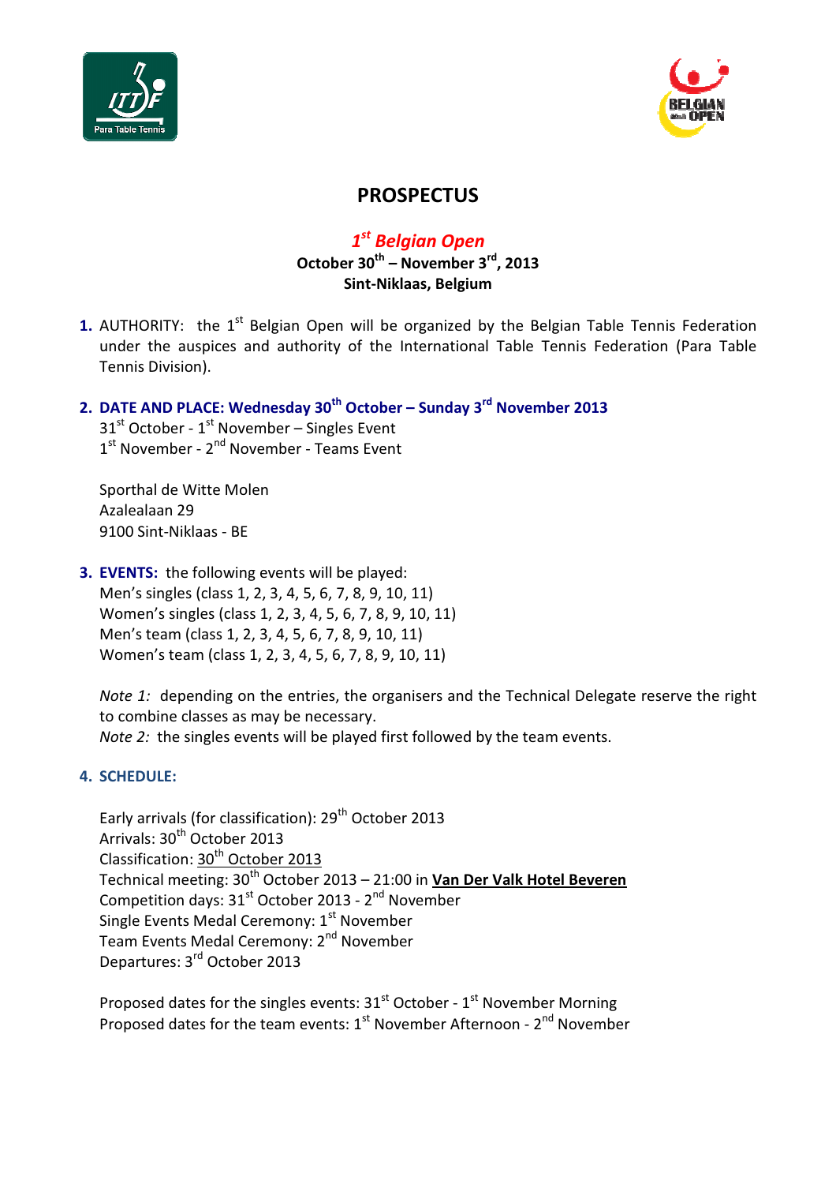# PROSPECTUS

## *1st Belgian Open*

**October 30th – November 3rd, 2013**
**Sint-Niklaas, Belgium**

1. AUTHORITY: the 1st Belgian Open will be organized by the Belgian Table Tennis Federation under the auspices and authority of the International Table Tennis Federation (Para Table Tennis Division).

2. **DATE AND PLACE: Wednesday 30th October – Sunday 3rd November 2013**
   31st October - 1st November – Singles Event
   1st November - 2nd November - Teams Event

   Sporthal de Witte Molen
   Azalealaan 29
   9100 Sint-Niklaas - BE

3. **EVENTS:** the following events will be played:
   Men's singles (class 1, 2, 3, 4, 5, 6, 7, 8, 9, 10, 11)
   Women's singles (class 1, 2, 3, 4, 5, 6, 7, 8, 9, 10, 11)
   Men's team (class 1, 2, 3, 4, 5, 6, 7, 8, 9, 10, 11)
   Women's team (class 1, 2, 3, 4, 5, 6, 7, 8, 9, 10, 11)

   *Note 1:* depending on the entries, the organisers and the Technical Delegate reserve the right to combine classes as may be necessary.
   *Note 2:* the singles events will be played first followed by the team events.

4. **SCHEDULE:**

   Early arrivals (for classification): 29th October 2013
   Arrivals: 30th October 2013
   Classification: 30th October 2013
   Technical meeting: 30th October 2013 – 21:00 in **Van Der Valk Hotel Beveren**
   Competition days: 31st October 2013 - 2nd November
   Single Events Medal Ceremony: 1st November
   Team Events Medal Ceremony: 2nd November
   Departures: 3rd October 2013

   Proposed dates for the singles events: 31st October - 1st November Morning
   Proposed dates for the team events: 1st November Afternoon - 2nd November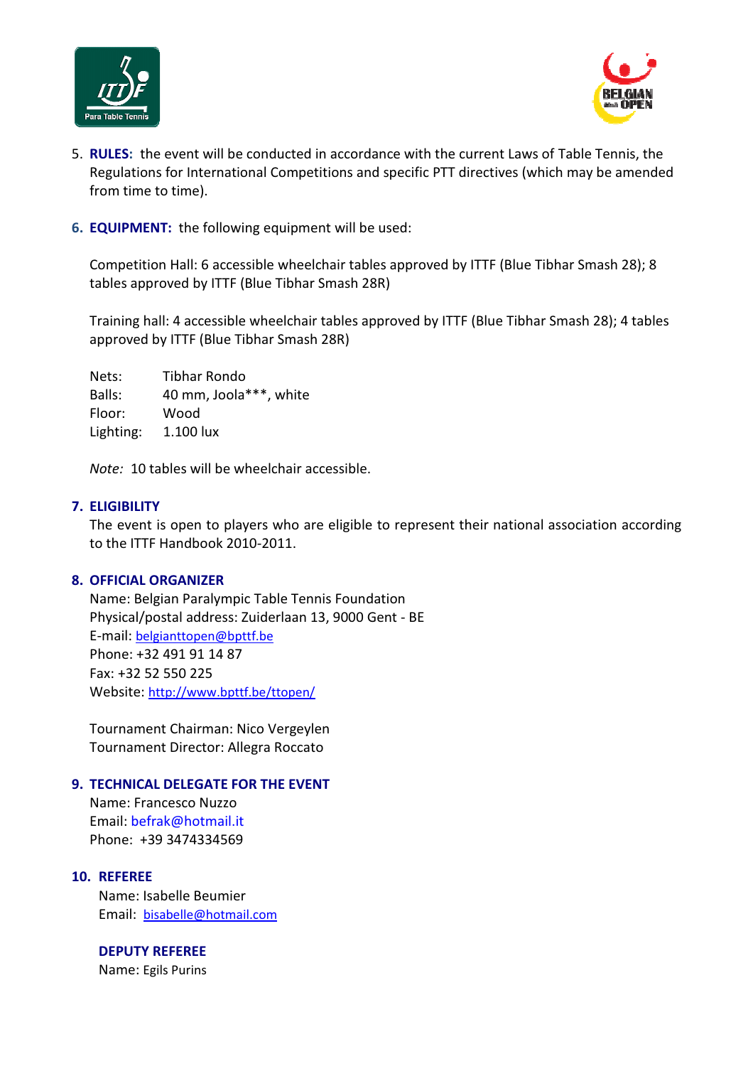5. **RULES:** the event will be conducted in accordance with the current Laws of Table Tennis, the Regulations for International Competitions and specific PTT directives (which may be amended from time to time).

6. **EQUIPMENT:** the following equipment will be used:

   Competition Hall: 6 accessible wheelchair tables approved by ITTF (Blue Tibhar Smash 28); 8 tables approved by ITTF (Blue Tibhar Smash 28R)

   Training hall: 4 accessible wheelchair tables approved by ITTF (Blue Tibhar Smash 28); 4 tables approved by ITTF (Blue Tibhar Smash 28R)

   Nets: Tibhar Rondo
   Balls: 40 mm, Joola***, white
   Floor: Wood
   Lighting: 1.100 lux

   *Note:* 10 tables will be wheelchair accessible.

7. **ELIGIBILITY**

   The event is open to players who are eligible to represent their national association according to the ITTF Handbook 2010-2011.

8. **OFFICIAL ORGANIZER**

   Name: Belgian Paralympic Table Tennis Foundation
   Physical/postal address: Zuiderlaan 13, 9000 Gent - BE
   E-mail: belgianttopen@bpttf.be
   Phone: +32 491 91 14 87
   Fax: +32 52 550 225
   Website: http://www.bpttf.be/ttopen/

   Tournament Chairman: Nico Vergeylen
   Tournament Director: Allegra Roccato

9. **TECHNICAL DELEGATE FOR THE EVENT**

   Name: Francesco Nuzzo
   Email: befrak@hotmail.it
   Phone: +39 3474334569

10. **REFEREE**

    Name: Isabelle Beumier
    Email: bisabelle@hotmail.com

    **DEPUTY REFEREE**

    Name: Egils Purins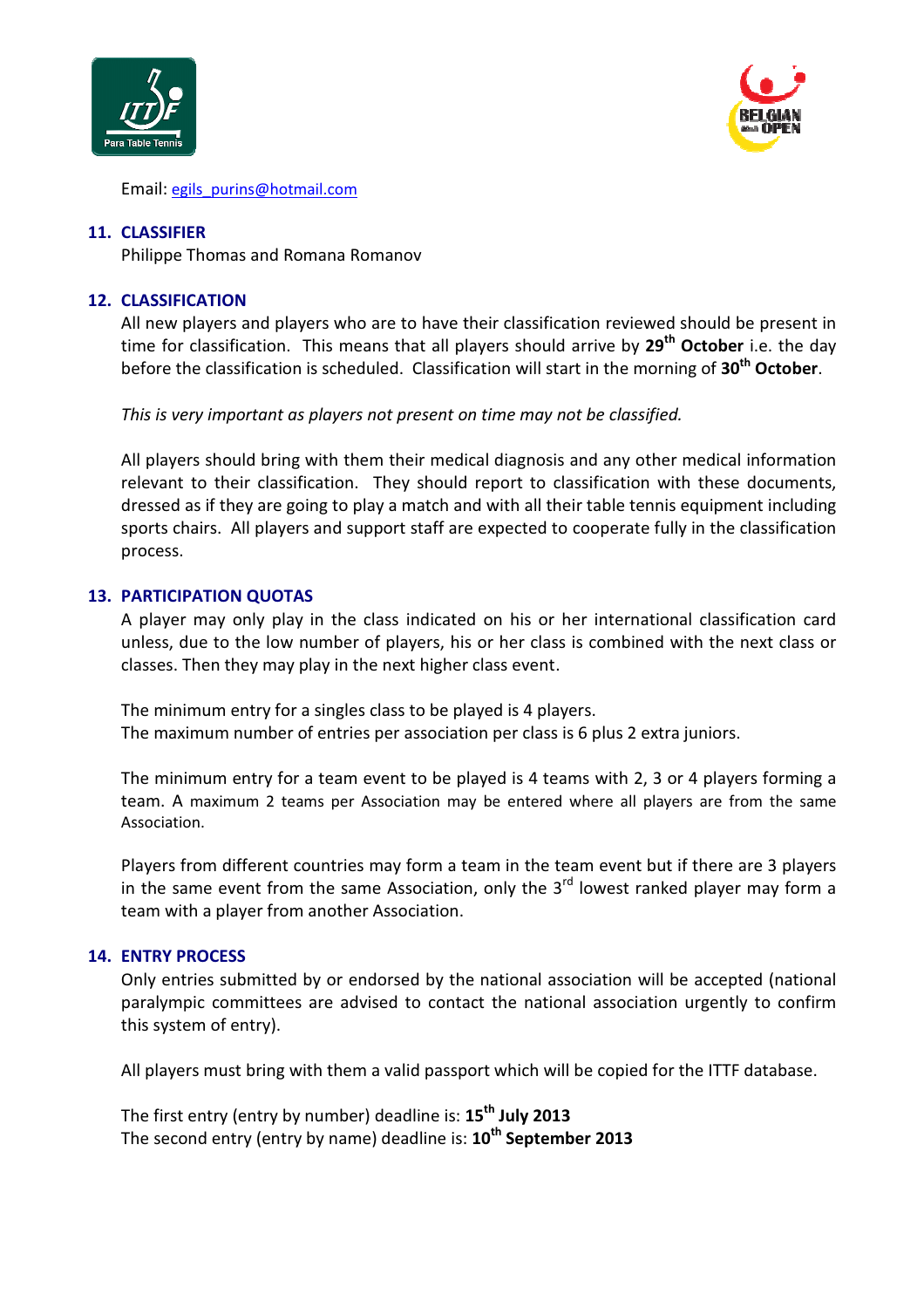Email: egils_purins@hotmail.com

## 11. CLASSIFIER

Philippe Thomas and Romana Romanov

## 12. CLASSIFICATION

All new players and players who are to have their classification reviewed should be present in time for classification. This means that all players should arrive by **29th October** i.e. the day before the classification is scheduled. Classification will start in the morning of **30th October**.

*This is very important as players not present on time may not be classified.*

All players should bring with them their medical diagnosis and any other medical information relevant to their classification. They should report to classification with these documents, dressed as if they are going to play a match and with all their table tennis equipment including sports chairs. All players and support staff are expected to cooperate fully in the classification process.

## 13. PARTICIPATION QUOTAS

A player may only play in the class indicated on his or her international classification card unless, due to the low number of players, his or her class is combined with the next class or classes. Then they may play in the next higher class event.

The minimum entry for a singles class to be played is 4 players.
The maximum number of entries per association per class is 6 plus 2 extra juniors.

The minimum entry for a team event to be played is 4 teams with 2, 3 or 4 players forming a team. A maximum 2 teams per Association may be entered where all players are from the same Association.

Players from different countries may form a team in the team event but if there are 3 players in the same event from the same Association, only the 3rd lowest ranked player may form a team with a player from another Association.

## 14. ENTRY PROCESS

Only entries submitted by or endorsed by the national association will be accepted (national paralympic committees are advised to contact the national association urgently to confirm this system of entry).

All players must bring with them a valid passport which will be copied for the ITTF database.

The first entry (entry by number) deadline is: **15th July 2013**
The second entry (entry by name) deadline is: **10th September 2013**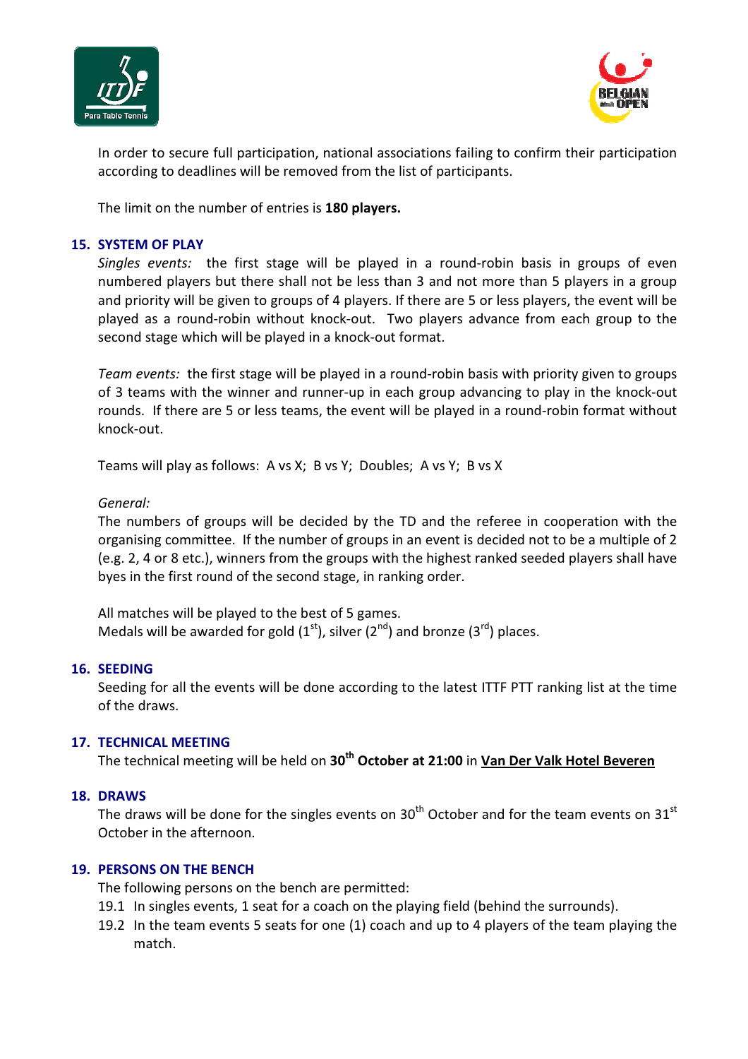In order to secure full participation, national associations failing to confirm their participation according to deadlines will be removed from the list of participants.

The limit on the number of entries is **180 players.**

## 15. SYSTEM OF PLAY

*Singles events:* the first stage will be played in a round-robin basis in groups of even numbered players but there shall not be less than 3 and not more than 5 players in a group and priority will be given to groups of 4 players. If there are 5 or less players, the event will be played as a round-robin without knock-out. Two players advance from each group to the second stage which will be played in a knock-out format.

*Team events:* the first stage will be played in a round-robin basis with priority given to groups of 3 teams with the winner and runner-up in each group advancing to play in the knock-out rounds. If there are 5 or less teams, the event will be played in a round-robin format without knock-out.

Teams will play as follows: A vs X; B vs Y; Doubles; A vs Y; B vs X

*General:*

The numbers of groups will be decided by the TD and the referee in cooperation with the organising committee. If the number of groups in an event is decided not to be a multiple of 2 (e.g. 2, 4 or 8 etc.), winners from the groups with the highest ranked seeded players shall have byes in the first round of the second stage, in ranking order.

All matches will be played to the best of 5 games.
Medals will be awarded for gold (1st), silver (2nd) and bronze (3rd) places.

## 16. SEEDING

Seeding for all the events will be done according to the latest ITTF PTT ranking list at the time of the draws.

## 17. TECHNICAL MEETING

The technical meeting will be held on **30th October at 21:00** in **Van Der Valk Hotel Beveren**

## 18. DRAWS

The draws will be done for the singles events on 30th October and for the team events on 31st October in the afternoon.

## 19. PERSONS ON THE BENCH

The following persons on the bench are permitted:

19.1 In singles events, 1 seat for a coach on the playing field (behind the surrounds).

19.2 In the team events 5 seats for one (1) coach and up to 4 players of the team playing the match.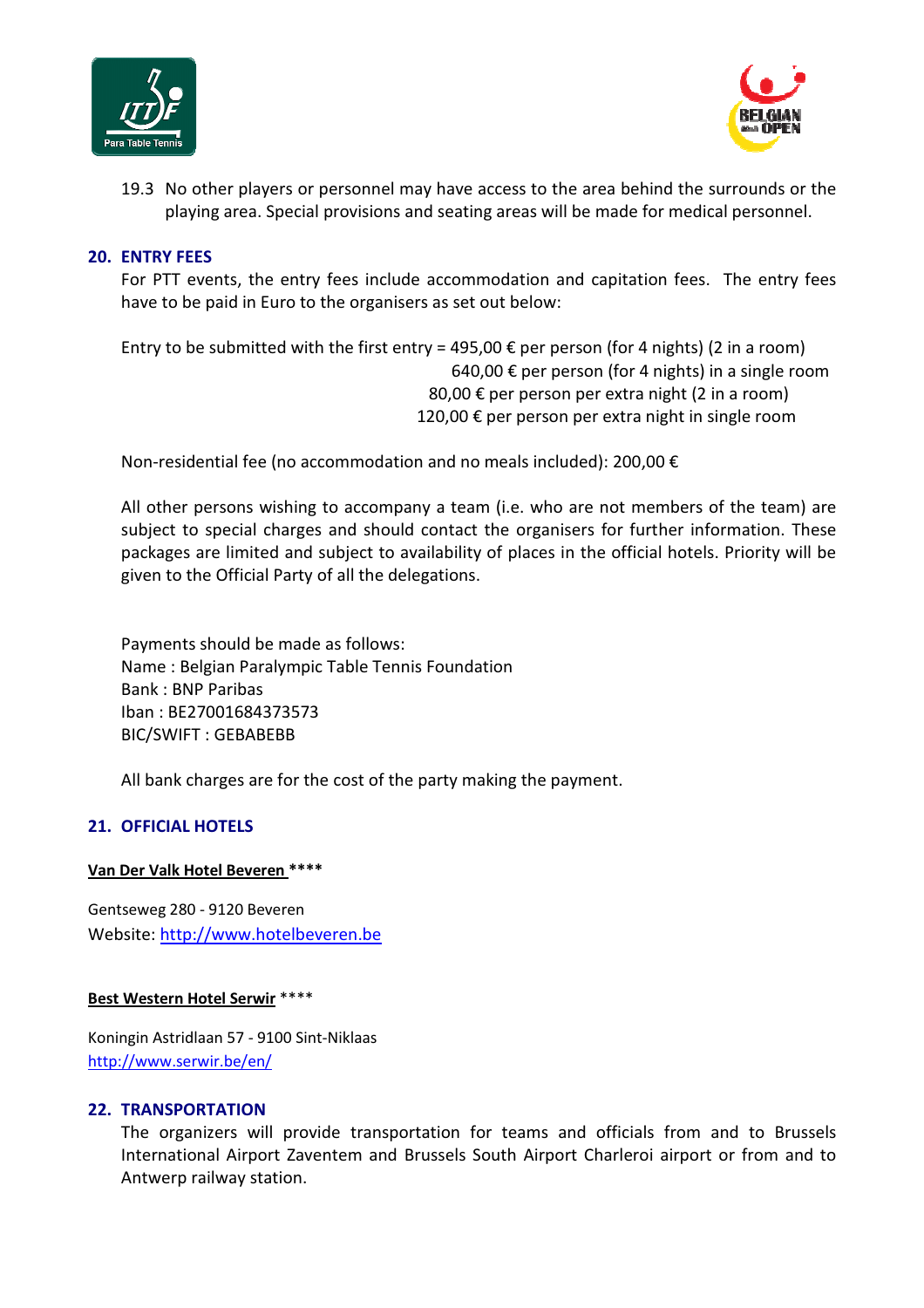19.3 No other players or personnel may have access to the area behind the surrounds or the playing area. Special provisions and seating areas will be made for medical personnel.

## 20. ENTRY FEES

For PTT events, the entry fees include accommodation and capitation fees. The entry fees have to be paid in Euro to the organisers as set out below:

Entry to be submitted with the first entry = 495,00 € per person (for 4 nights) (2 in a room)
640,00 € per person (for 4 nights) in a single room
80,00 € per person per extra night (2 in a room)
120,00 € per person per extra night in single room

Non-residential fee (no accommodation and no meals included): 200,00 €

All other persons wishing to accompany a team (i.e. who are not members of the team) are subject to special charges and should contact the organisers for further information. These packages are limited and subject to availability of places in the official hotels. Priority will be given to the Official Party of all the delegations.

Payments should be made as follows:
Name : Belgian Paralympic Table Tennis Foundation
Bank : BNP Paribas
Iban : BE27001684373573
BIC/SWIFT : GEBABEBB

All bank charges are for the cost of the party making the payment.

## 21. OFFICIAL HOTELS

**Van Der Valk Hotel Beveren \*\*\*\***

Gentseweg 280 - 9120 Beveren
Website: http://www.hotelbeveren.be

**Best Western Hotel Serwir** ****

Koningin Astridlaan 57 - 9100 Sint-Niklaas
http://www.serwir.be/en/

## 22. TRANSPORTATION

The organizers will provide transportation for teams and officials from and to Brussels International Airport Zaventem and Brussels South Airport Charleroi airport or from and to Antwerp railway station.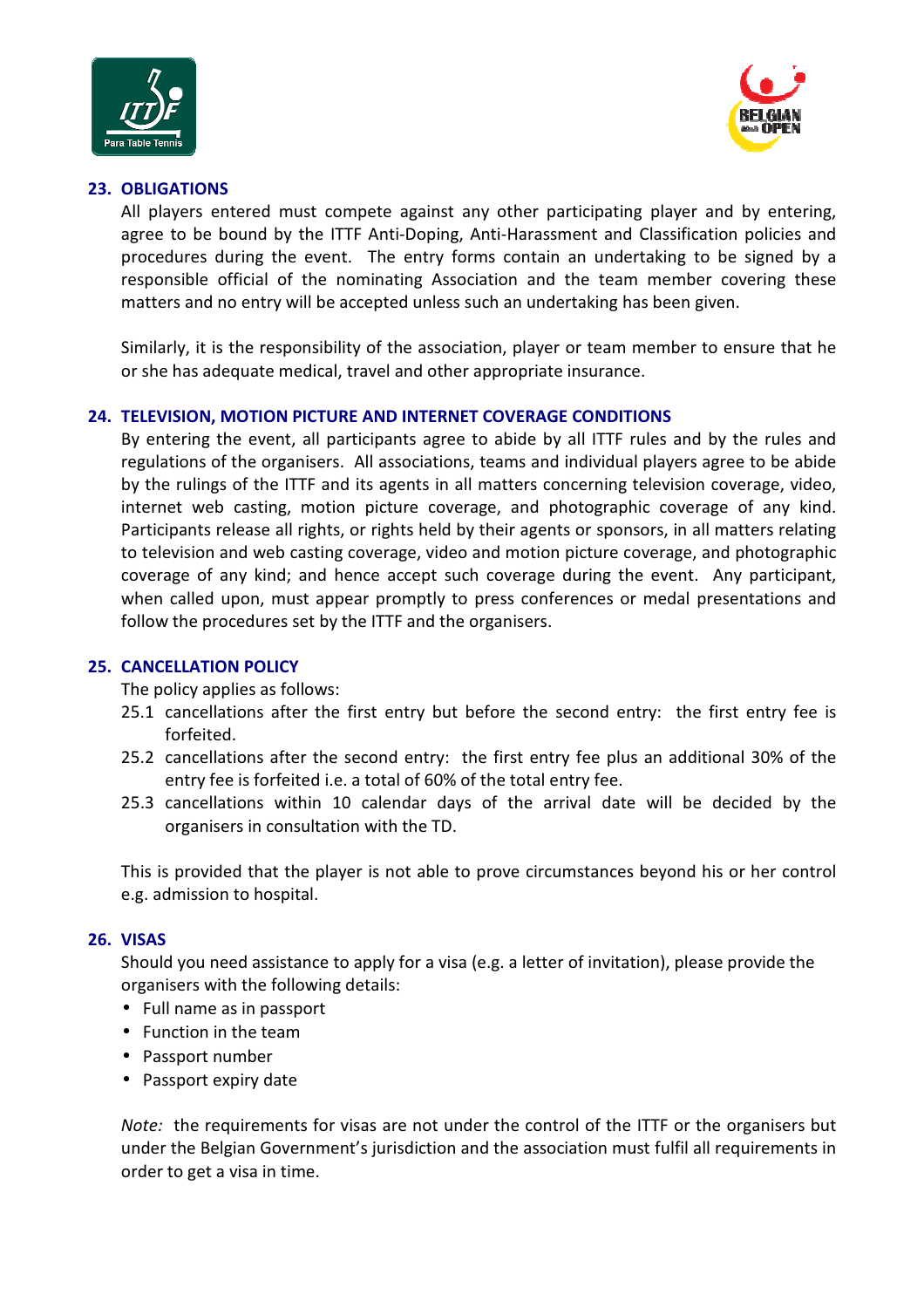## 23. OBLIGATIONS

All players entered must compete against any other participating player and by entering, agree to be bound by the ITTF Anti-Doping, Anti-Harassment and Classification policies and procedures during the event. The entry forms contain an undertaking to be signed by a responsible official of the nominating Association and the team member covering these matters and no entry will be accepted unless such an undertaking has been given.

Similarly, it is the responsibility of the association, player or team member to ensure that he or she has adequate medical, travel and other appropriate insurance.

## 24. TELEVISION, MOTION PICTURE AND INTERNET COVERAGE CONDITIONS

By entering the event, all participants agree to abide by all ITTF rules and by the rules and regulations of the organisers. All associations, teams and individual players agree to be abide by the rulings of the ITTF and its agents in all matters concerning television coverage, video, internet web casting, motion picture coverage, and photographic coverage of any kind. Participants release all rights, or rights held by their agents or sponsors, in all matters relating to television and web casting coverage, video and motion picture coverage, and photographic coverage of any kind; and hence accept such coverage during the event. Any participant, when called upon, must appear promptly to press conferences or medal presentations and follow the procedures set by the ITTF and the organisers.

## 25. CANCELLATION POLICY

The policy applies as follows:

25.1 cancellations after the first entry but before the second entry: the first entry fee is forfeited.

25.2 cancellations after the second entry: the first entry fee plus an additional 30% of the entry fee is forfeited i.e. a total of 60% of the total entry fee.

25.3 cancellations within 10 calendar days of the arrival date will be decided by the organisers in consultation with the TD.

This is provided that the player is not able to prove circumstances beyond his or her control e.g. admission to hospital.

## 26. VISAS

Should you need assistance to apply for a visa (e.g. a letter of invitation), please provide the organisers with the following details:

- Full name as in passport
- Function in the team
- Passport number
- Passport expiry date

*Note:* the requirements for visas are not under the control of the ITTF or the organisers but under the Belgian Government's jurisdiction and the association must fulfil all requirements in order to get a visa in time.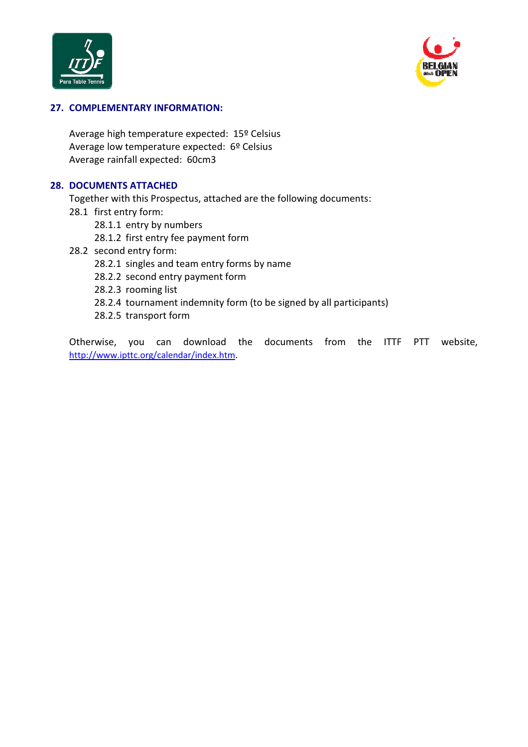## 27. COMPLEMENTARY INFORMATION:

Average high temperature expected: 15º Celsius
Average low temperature expected: 6º Celsius
Average rainfall expected: 60cm3

## 28. DOCUMENTS ATTACHED

Together with this Prospectus, attached are the following documents:

- 28.1 first entry form:
  - 28.1.1 entry by numbers
  - 28.1.2 first entry fee payment form
- 28.2 second entry form:
  - 28.2.1 singles and team entry forms by name
  - 28.2.2 second entry payment form
  - 28.2.3 rooming list
  - 28.2.4 tournament indemnity form (to be signed by all participants)
  - 28.2.5 transport form

Otherwise, you can download the documents from the ITTF PTT website, http://www.ipttc.org/calendar/index.htm.